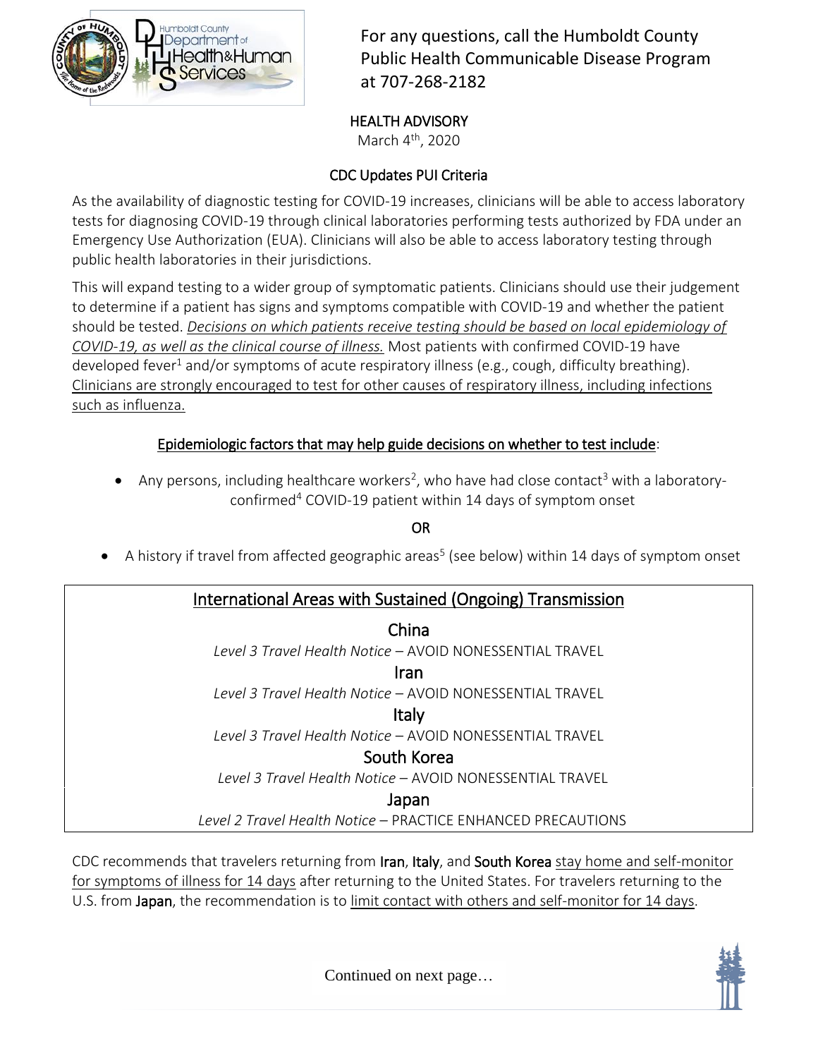For any questions, call the Humboldt County Public Health Communicable Disease Program at 707-268-2182

**HEALTH ADVISORY**

March 4th, 2020

## CDC Updates PUI Criteria

As the availability of diagnostic testing for COVID-19 increases, clinicians will be able to access laboratory tests for diagnosing COVID-19 through clinical laboratories performing tests authorized by FDA under an Emergency Use Authorization (EUA). Clinicians will also be able to access laboratory testing through public health laboratories in their jurisdictions.

This will expand testing to a wider group of symptomatic patients. Clinicians should use their judgement to determine if a patient has signs and symptoms compatible with COVID-19 and whether the patient should be tested. *Decisions on which patients receive testing should be based on local epidemiology of COVID-19, as well as the clinical course of illness.* Most patients with confirmed COVID-19 have developed fever[1] and/or symptoms of acute respiratory illness (e.g., cough, difficulty breathing). Clinicians are strongly encouraged to test for other causes of respiratory illness, including infections such as influenza.

### Epidemiologic factors that may help guide decisions on whether to test include:

- Any persons, including healthcare workers[2], who have had close contact[3] with a laboratory-confirmed[4] COVID-19 patient within 14 days of symptom onset

**OR**

- A history if travel from affected geographic areas[5] (see below) within 14 days of symptom onset

### International Areas with Sustained (Ongoing) Transmission

**China**
*Level 3 Travel Health Notice* – AVOID NONESSENTIAL TRAVEL

**Iran**
*Level 3 Travel Health Notice* – AVOID NONESSENTIAL TRAVEL

**Italy**
*Level 3 Travel Health Notice* – AVOID NONESSENTIAL TRAVEL

**South Korea**
*Level 3 Travel Health Notice* – AVOID NONESSENTIAL TRAVEL

**Japan**
*Level 2 Travel Health Notice* – PRACTICE ENHANCED PRECAUTIONS

CDC recommends that travelers returning from **Iran**, **Italy**, and **South Korea** stay home and self-monitor for symptoms of illness for 14 days after returning to the United States. For travelers returning to the U.S. from **Japan**, the recommendation is to limit contact with others and self-monitor for 14 days.

Continued on next page…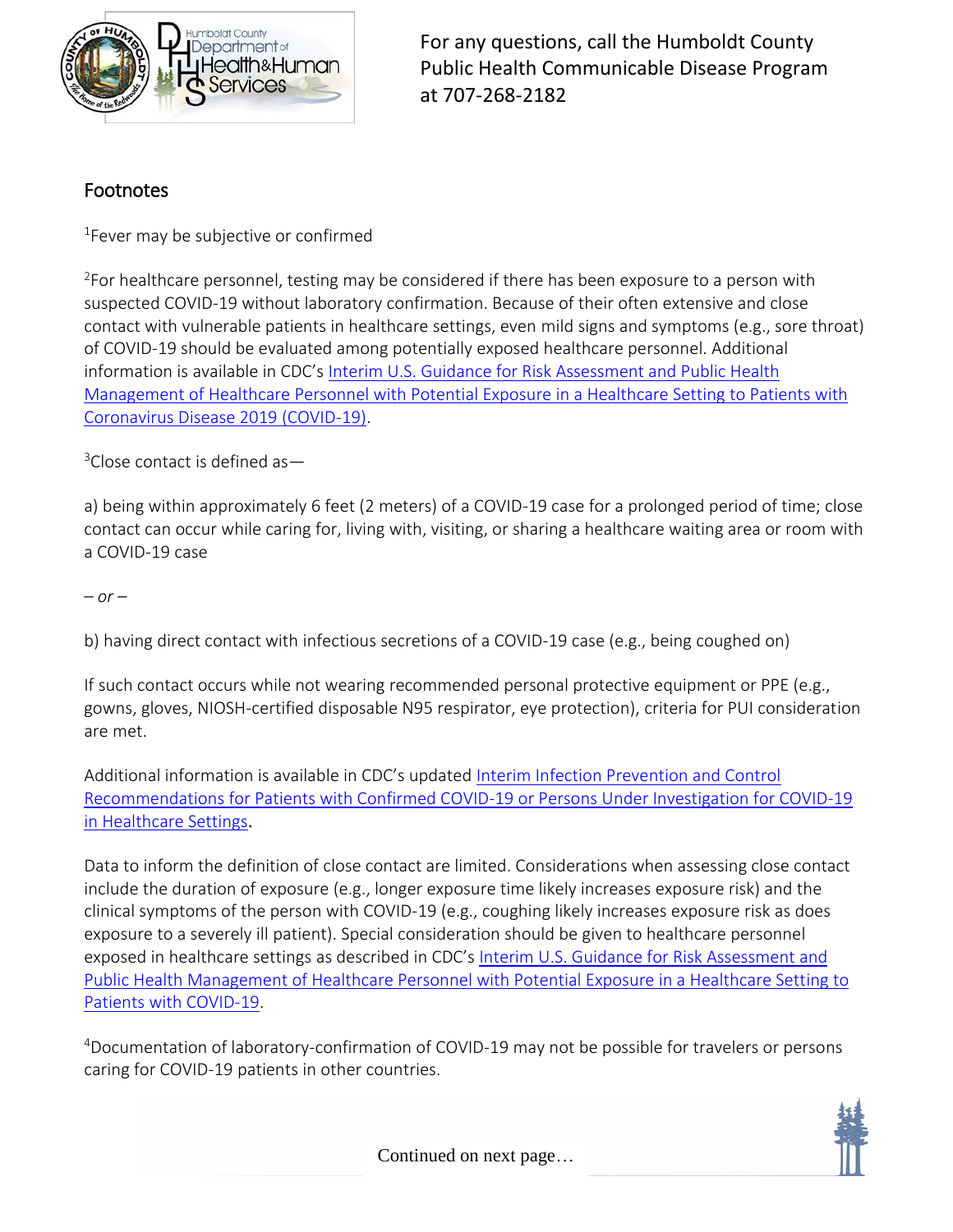## Footnotes

[1]Fever may be subjective or confirmed

[2]For healthcare personnel, testing may be considered if there has been exposure to a person with suspected COVID-19 without laboratory confirmation. Because of their often extensive and close contact with vulnerable patients in healthcare settings, even mild signs and symptoms (e.g., sore throat) of COVID-19 should be evaluated among potentially exposed healthcare personnel. Additional information is available in CDC's Interim U.S. Guidance for Risk Assessment and Public Health Management of Healthcare Personnel with Potential Exposure in a Healthcare Setting to Patients with Coronavirus Disease 2019 (COVID-19).

[3]Close contact is defined as—

a) being within approximately 6 feet (2 meters) of a COVID-19 case for a prolonged period of time; close contact can occur while caring for, living with, visiting, or sharing a healthcare waiting area or room with a COVID-19 case

*– or –*

b) having direct contact with infectious secretions of a COVID-19 case (e.g., being coughed on)

If such contact occurs while not wearing recommended personal protective equipment or PPE (e.g., gowns, gloves, NIOSH-certified disposable N95 respirator, eye protection), criteria for PUI consideration are met.

Additional information is available in CDC's updated Interim Infection Prevention and Control Recommendations for Patients with Confirmed COVID-19 or Persons Under Investigation for COVID-19 in Healthcare Settings.

Data to inform the definition of close contact are limited. Considerations when assessing close contact include the duration of exposure (e.g., longer exposure time likely increases exposure risk) and the clinical symptoms of the person with COVID-19 (e.g., coughing likely increases exposure risk as does exposure to a severely ill patient). Special consideration should be given to healthcare personnel exposed in healthcare settings as described in CDC's Interim U.S. Guidance for Risk Assessment and Public Health Management of Healthcare Personnel with Potential Exposure in a Healthcare Setting to Patients with COVID-19.

[4]Documentation of laboratory-confirmation of COVID-19 may not be possible for travelers or persons caring for COVID-19 patients in other countries.

Continued on next page…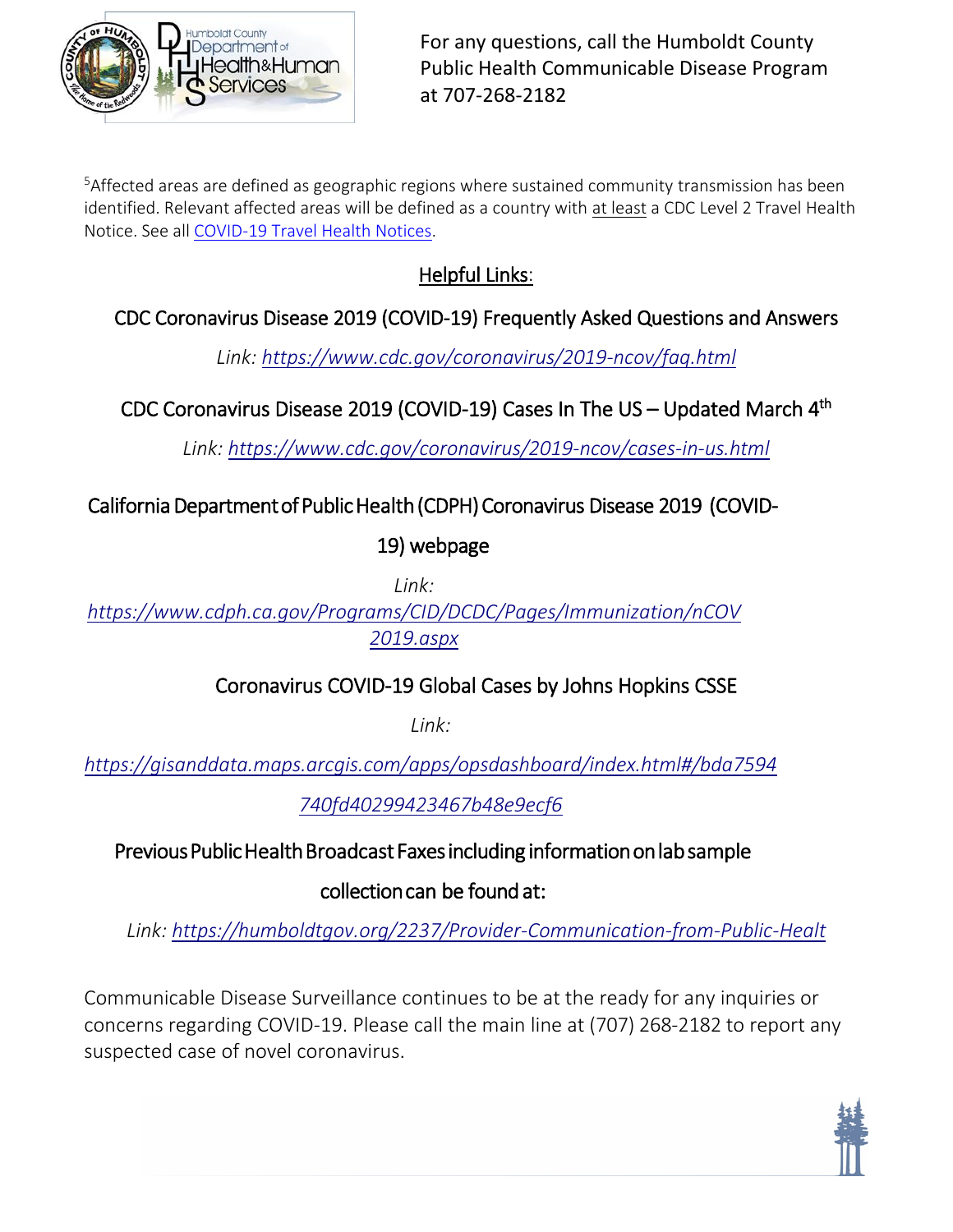For any questions, call the Humboldt County Public Health Communicable Disease Program at 707-268-2182

[5]Affected areas are defined as geographic regions where sustained community transmission has been identified. Relevant affected areas will be defined as a country with at least a CDC Level 2 Travel Health Notice. See all COVID-19 Travel Health Notices.

## Helpful Links:

**CDC Coronavirus Disease 2019 (COVID-19) Frequently Asked Questions and Answers**

*Link: https://www.cdc.gov/coronavirus/2019-ncov/faq.html*

**CDC Coronavirus Disease 2019 (COVID-19) Cases In The US – Updated March 4th**

*Link: https://www.cdc.gov/coronavirus/2019-ncov/cases-in-us.html*

**California Department of Public Health (CDPH) Coronavirus Disease 2019 (COVID-19) webpage**

*Link: https://www.cdph.ca.gov/Programs/CID/DCDC/Pages/Immunization/nCOV2019.aspx*

**Coronavirus COVID-19 Global Cases by Johns Hopkins CSSE**

*Link: https://gisanddata.maps.arcgis.com/apps/opsdashboard/index.html#/bda7594740fd40299423467b48e9ecf6*

**Previous Public Health Broadcast Faxes including information on lab sample collection can be found at:**

*Link: https://humboldtgov.org/2237/Provider-Communication-from-Public-Healt*

Communicable Disease Surveillance continues to be at the ready for any inquiries or concerns regarding COVID-19. Please call the main line at (707) 268-2182 to report any suspected case of novel coronavirus.